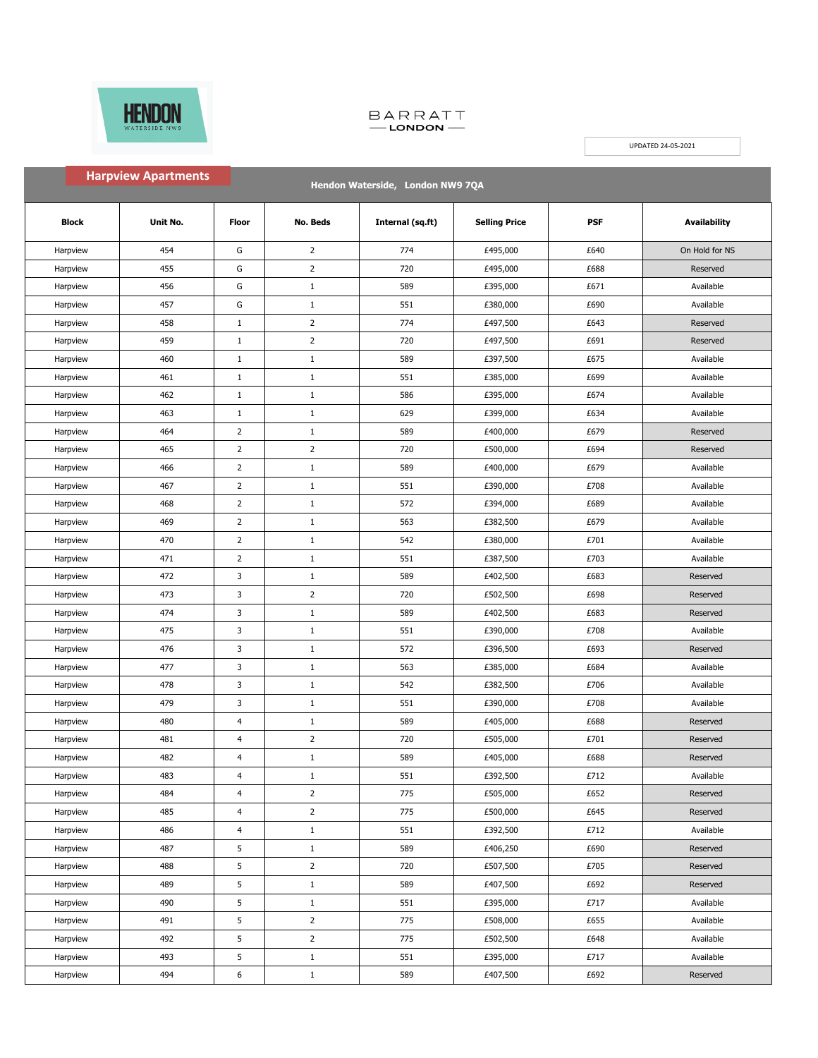HENDON WATERSIDE NW9

BARRATT LONDON

UPDATED 24-05-2021

## Harpview Apartments

**Hendon Waterside, London NW9 7QA**

| Block | Unit No. | Floor | No. Beds | Internal (sq.ft) | Selling Price | PSF | Availability |
|---|---|---|---|---|---|---|---|
| Harpview | 454 | G | 2 | 774 | £495,000 | £640 | On Hold for NS |
| Harpview | 455 | G | 2 | 720 | £495,000 | £688 | Reserved |
| Harpview | 456 | G | 1 | 589 | £395,000 | £671 | Available |
| Harpview | 457 | G | 1 | 551 | £380,000 | £690 | Available |
| Harpview | 458 | 1 | 2 | 774 | £497,500 | £643 | Reserved |
| Harpview | 459 | 1 | 2 | 720 | £497,500 | £691 | Reserved |
| Harpview | 460 | 1 | 1 | 589 | £397,500 | £675 | Available |
| Harpview | 461 | 1 | 1 | 551 | £385,000 | £699 | Available |
| Harpview | 462 | 1 | 1 | 586 | £395,000 | £674 | Available |
| Harpview | 463 | 1 | 1 | 629 | £399,000 | £634 | Available |
| Harpview | 464 | 2 | 1 | 589 | £400,000 | £679 | Reserved |
| Harpview | 465 | 2 | 2 | 720 | £500,000 | £694 | Reserved |
| Harpview | 466 | 2 | 1 | 589 | £400,000 | £679 | Available |
| Harpview | 467 | 2 | 1 | 551 | £390,000 | £708 | Available |
| Harpview | 468 | 2 | 1 | 572 | £394,000 | £689 | Available |
| Harpview | 469 | 2 | 1 | 563 | £382,500 | £679 | Available |
| Harpview | 470 | 2 | 1 | 542 | £380,000 | £701 | Available |
| Harpview | 471 | 2 | 1 | 551 | £387,500 | £703 | Available |
| Harpview | 472 | 3 | 1 | 589 | £402,500 | £683 | Reserved |
| Harpview | 473 | 3 | 2 | 720 | £502,500 | £698 | Reserved |
| Harpview | 474 | 3 | 1 | 589 | £402,500 | £683 | Reserved |
| Harpview | 475 | 3 | 1 | 551 | £390,000 | £708 | Available |
| Harpview | 476 | 3 | 1 | 572 | £396,500 | £693 | Reserved |
| Harpview | 477 | 3 | 1 | 563 | £385,000 | £684 | Available |
| Harpview | 478 | 3 | 1 | 542 | £382,500 | £706 | Available |
| Harpview | 479 | 3 | 1 | 551 | £390,000 | £708 | Available |
| Harpview | 480 | 4 | 1 | 589 | £405,000 | £688 | Reserved |
| Harpview | 481 | 4 | 2 | 720 | £505,000 | £701 | Reserved |
| Harpview | 482 | 4 | 1 | 589 | £405,000 | £688 | Reserved |
| Harpview | 483 | 4 | 1 | 551 | £392,500 | £712 | Available |
| Harpview | 484 | 4 | 2 | 775 | £505,000 | £652 | Reserved |
| Harpview | 485 | 4 | 2 | 775 | £500,000 | £645 | Reserved |
| Harpview | 486 | 4 | 1 | 551 | £392,500 | £712 | Available |
| Harpview | 487 | 5 | 1 | 589 | £406,250 | £690 | Reserved |
| Harpview | 488 | 5 | 2 | 720 | £507,500 | £705 | Reserved |
| Harpview | 489 | 5 | 1 | 589 | £407,500 | £692 | Reserved |
| Harpview | 490 | 5 | 1 | 551 | £395,000 | £717 | Available |
| Harpview | 491 | 5 | 2 | 775 | £508,000 | £655 | Available |
| Harpview | 492 | 5 | 2 | 775 | £502,500 | £648 | Available |
| Harpview | 493 | 5 | 1 | 551 | £395,000 | £717 | Available |
| Harpview | 494 | 6 | 1 | 589 | £407,500 | £692 | Reserved |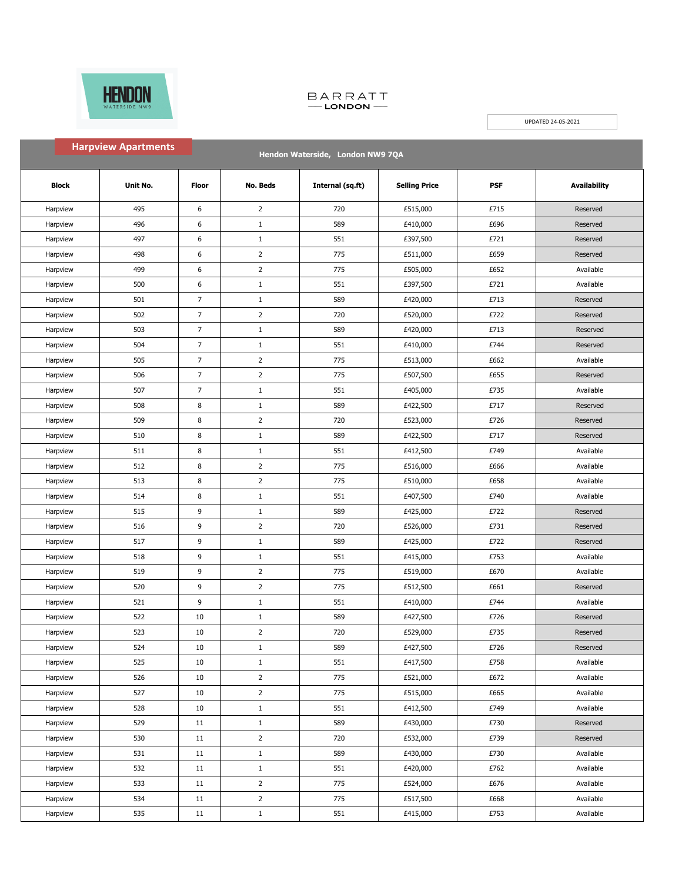HENDON WATERSIDE NW9

BARRATT LONDON

UPDATED 24-05-2021

## Harpview Apartments

**Hendon Waterside, London NW9 7QA**

| Block | Unit No. | Floor | No. Beds | Internal (sq.ft) | Selling Price | PSF | Availability |
|---|---|---|---|---|---|---|---|
| Harpview | 495 | 6 | 2 | 720 | £515,000 | £715 | Reserved |
| Harpview | 496 | 6 | 1 | 589 | £410,000 | £696 | Reserved |
| Harpview | 497 | 6 | 1 | 551 | £397,500 | £721 | Reserved |
| Harpview | 498 | 6 | 2 | 775 | £511,000 | £659 | Reserved |
| Harpview | 499 | 6 | 2 | 775 | £505,000 | £652 | Available |
| Harpview | 500 | 6 | 1 | 551 | £397,500 | £721 | Available |
| Harpview | 501 | 7 | 1 | 589 | £420,000 | £713 | Reserved |
| Harpview | 502 | 7 | 2 | 720 | £520,000 | £722 | Reserved |
| Harpview | 503 | 7 | 1 | 589 | £420,000 | £713 | Reserved |
| Harpview | 504 | 7 | 1 | 551 | £410,000 | £744 | Reserved |
| Harpview | 505 | 7 | 2 | 775 | £513,000 | £662 | Available |
| Harpview | 506 | 7 | 2 | 775 | £507,500 | £655 | Reserved |
| Harpview | 507 | 7 | 1 | 551 | £405,000 | £735 | Available |
| Harpview | 508 | 8 | 1 | 589 | £422,500 | £717 | Reserved |
| Harpview | 509 | 8 | 2 | 720 | £523,000 | £726 | Reserved |
| Harpview | 510 | 8 | 1 | 589 | £422,500 | £717 | Reserved |
| Harpview | 511 | 8 | 1 | 551 | £412,500 | £749 | Available |
| Harpview | 512 | 8 | 2 | 775 | £516,000 | £666 | Available |
| Harpview | 513 | 8 | 2 | 775 | £510,000 | £658 | Available |
| Harpview | 514 | 8 | 1 | 551 | £407,500 | £740 | Available |
| Harpview | 515 | 9 | 1 | 589 | £425,000 | £722 | Reserved |
| Harpview | 516 | 9 | 2 | 720 | £526,000 | £731 | Reserved |
| Harpview | 517 | 9 | 1 | 589 | £425,000 | £722 | Reserved |
| Harpview | 518 | 9 | 1 | 551 | £415,000 | £753 | Available |
| Harpview | 519 | 9 | 2 | 775 | £519,000 | £670 | Available |
| Harpview | 520 | 9 | 2 | 775 | £512,500 | £661 | Reserved |
| Harpview | 521 | 9 | 1 | 551 | £410,000 | £744 | Available |
| Harpview | 522 | 10 | 1 | 589 | £427,500 | £726 | Reserved |
| Harpview | 523 | 10 | 2 | 720 | £529,000 | £735 | Reserved |
| Harpview | 524 | 10 | 1 | 589 | £427,500 | £726 | Reserved |
| Harpview | 525 | 10 | 1 | 551 | £417,500 | £758 | Available |
| Harpview | 526 | 10 | 2 | 775 | £521,000 | £672 | Available |
| Harpview | 527 | 10 | 2 | 775 | £515,000 | £665 | Available |
| Harpview | 528 | 10 | 1 | 551 | £412,500 | £749 | Available |
| Harpview | 529 | 11 | 1 | 589 | £430,000 | £730 | Reserved |
| Harpview | 530 | 11 | 2 | 720 | £532,000 | £739 | Reserved |
| Harpview | 531 | 11 | 1 | 589 | £430,000 | £730 | Available |
| Harpview | 532 | 11 | 1 | 551 | £420,000 | £762 | Available |
| Harpview | 533 | 11 | 2 | 775 | £524,000 | £676 | Available |
| Harpview | 534 | 11 | 2 | 775 | £517,500 | £668 | Available |
| Harpview | 535 | 11 | 1 | 551 | £415,000 | £753 | Available |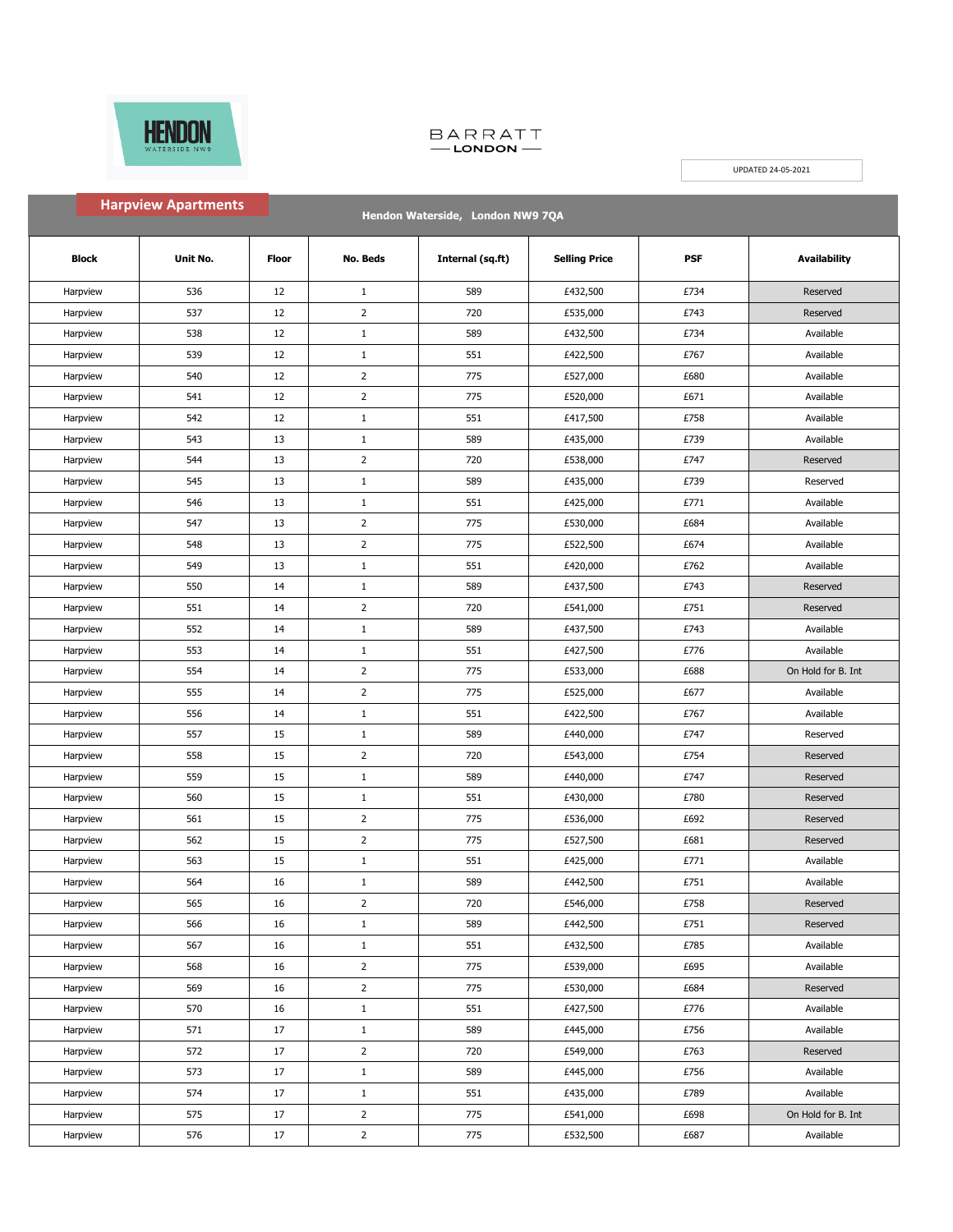HENDON WATERSIDE NW9

BARRATT LONDON

UPDATED 24-05-2021

## Harpview Apartments

**Hendon Waterside, London NW9 7QA**

| Block | Unit No. | Floor | No. Beds | Internal (sq.ft) | Selling Price | PSF | Availability |
|---|---|---|---|---|---|---|---|
| Harpview | 536 | 12 | 1 | 589 | £432,500 | £734 | Reserved |
| Harpview | 537 | 12 | 2 | 720 | £535,000 | £743 | Reserved |
| Harpview | 538 | 12 | 1 | 589 | £432,500 | £734 | Available |
| Harpview | 539 | 12 | 1 | 551 | £422,500 | £767 | Available |
| Harpview | 540 | 12 | 2 | 775 | £527,000 | £680 | Available |
| Harpview | 541 | 12 | 2 | 775 | £520,000 | £671 | Available |
| Harpview | 542 | 12 | 1 | 551 | £417,500 | £758 | Available |
| Harpview | 543 | 13 | 1 | 589 | £435,000 | £739 | Available |
| Harpview | 544 | 13 | 2 | 720 | £538,000 | £747 | Reserved |
| Harpview | 545 | 13 | 1 | 589 | £435,000 | £739 | Reserved |
| Harpview | 546 | 13 | 1 | 551 | £425,000 | £771 | Available |
| Harpview | 547 | 13 | 2 | 775 | £530,000 | £684 | Available |
| Harpview | 548 | 13 | 2 | 775 | £522,500 | £674 | Available |
| Harpview | 549 | 13 | 1 | 551 | £420,000 | £762 | Available |
| Harpview | 550 | 14 | 1 | 589 | £437,500 | £743 | Reserved |
| Harpview | 551 | 14 | 2 | 720 | £541,000 | £751 | Reserved |
| Harpview | 552 | 14 | 1 | 589 | £437,500 | £743 | Available |
| Harpview | 553 | 14 | 1 | 551 | £427,500 | £776 | Available |
| Harpview | 554 | 14 | 2 | 775 | £533,000 | £688 | On Hold for B. Int |
| Harpview | 555 | 14 | 2 | 775 | £525,000 | £677 | Available |
| Harpview | 556 | 14 | 1 | 551 | £422,500 | £767 | Available |
| Harpview | 557 | 15 | 1 | 589 | £440,000 | £747 | Reserved |
| Harpview | 558 | 15 | 2 | 720 | £543,000 | £754 | Reserved |
| Harpview | 559 | 15 | 1 | 589 | £440,000 | £747 | Reserved |
| Harpview | 560 | 15 | 1 | 551 | £430,000 | £780 | Reserved |
| Harpview | 561 | 15 | 2 | 775 | £536,000 | £692 | Reserved |
| Harpview | 562 | 15 | 2 | 775 | £527,500 | £681 | Reserved |
| Harpview | 563 | 15 | 1 | 551 | £425,000 | £771 | Available |
| Harpview | 564 | 16 | 1 | 589 | £442,500 | £751 | Available |
| Harpview | 565 | 16 | 2 | 720 | £546,000 | £758 | Reserved |
| Harpview | 566 | 16 | 1 | 589 | £442,500 | £751 | Reserved |
| Harpview | 567 | 16 | 1 | 551 | £432,500 | £785 | Available |
| Harpview | 568 | 16 | 2 | 775 | £539,000 | £695 | Available |
| Harpview | 569 | 16 | 2 | 775 | £530,000 | £684 | Reserved |
| Harpview | 570 | 16 | 1 | 551 | £427,500 | £776 | Available |
| Harpview | 571 | 17 | 1 | 589 | £445,000 | £756 | Available |
| Harpview | 572 | 17 | 2 | 720 | £549,000 | £763 | Reserved |
| Harpview | 573 | 17 | 1 | 589 | £445,000 | £756 | Available |
| Harpview | 574 | 17 | 1 | 551 | £435,000 | £789 | Available |
| Harpview | 575 | 17 | 2 | 775 | £541,000 | £698 | On Hold for B. Int |
| Harpview | 576 | 17 | 2 | 775 | £532,500 | £687 | Available |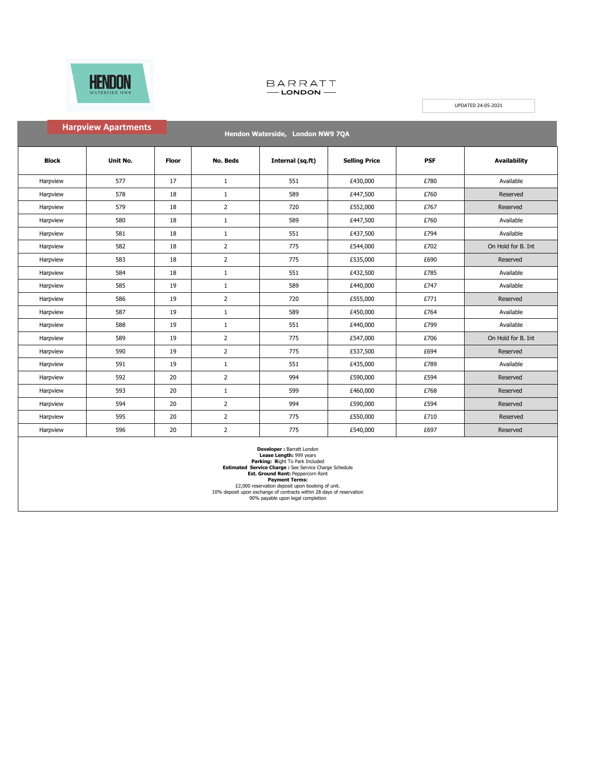HENDON WATERSIDE NW9

BARRATT LONDON

UPDATED 24-05-2021

## Harpview Apartments

**Hendon Waterside, London NW9 7QA**

| Block | Unit No. | Floor | No. Beds | Internal (sq.ft) | Selling Price | PSF | Availability |
|---|---|---|---|---|---|---|---|
| Harpview | 577 | 17 | 1 | 551 | £430,000 | £780 | Available |
| Harpview | 578 | 18 | 1 | 589 | £447,500 | £760 | Reserved |
| Harpview | 579 | 18 | 2 | 720 | £552,000 | £767 | Reserved |
| Harpview | 580 | 18 | 1 | 589 | £447,500 | £760 | Available |
| Harpview | 581 | 18 | 1 | 551 | £437,500 | £794 | Available |
| Harpview | 582 | 18 | 2 | 775 | £544,000 | £702 | On Hold for B. Int |
| Harpview | 583 | 18 | 2 | 775 | £535,000 | £690 | Reserved |
| Harpview | 584 | 18 | 1 | 551 | £432,500 | £785 | Available |
| Harpview | 585 | 19 | 1 | 589 | £440,000 | £747 | Available |
| Harpview | 586 | 19 | 2 | 720 | £555,000 | £771 | Reserved |
| Harpview | 587 | 19 | 1 | 589 | £450,000 | £764 | Available |
| Harpview | 588 | 19 | 1 | 551 | £440,000 | £799 | Available |
| Harpview | 589 | 19 | 2 | 775 | £547,000 | £706 | On Hold for B. Int |
| Harpview | 590 | 19 | 2 | 775 | £537,500 | £694 | Reserved |
| Harpview | 591 | 19 | 1 | 551 | £435,000 | £789 | Available |
| Harpview | 592 | 20 | 2 | 994 | £590,000 | £594 | Reserved |
| Harpview | 593 | 20 | 1 | 599 | £460,000 | £768 | Reserved |
| Harpview | 594 | 20 | 2 | 994 | £590,000 | £594 | Reserved |
| Harpview | 595 | 20 | 2 | 775 | £550,000 | £710 | Reserved |
| Harpview | 596 | 20 | 2 | 775 | £540,000 | £697 | Reserved |

**Developer :** Barratt London
**Lease Length:** 999 years
**Parking: R**ight To Park Included
**Estimated Service Charge :** See Service Charge Schedule
**Est. Ground Rent:** Peppercorn Rent
**Payment Terms:**
£2,000 reservation deposit upon booking of unit.
10% deposit upon exchange of contracts within 28 days of reservation
90% payable upon legal completion